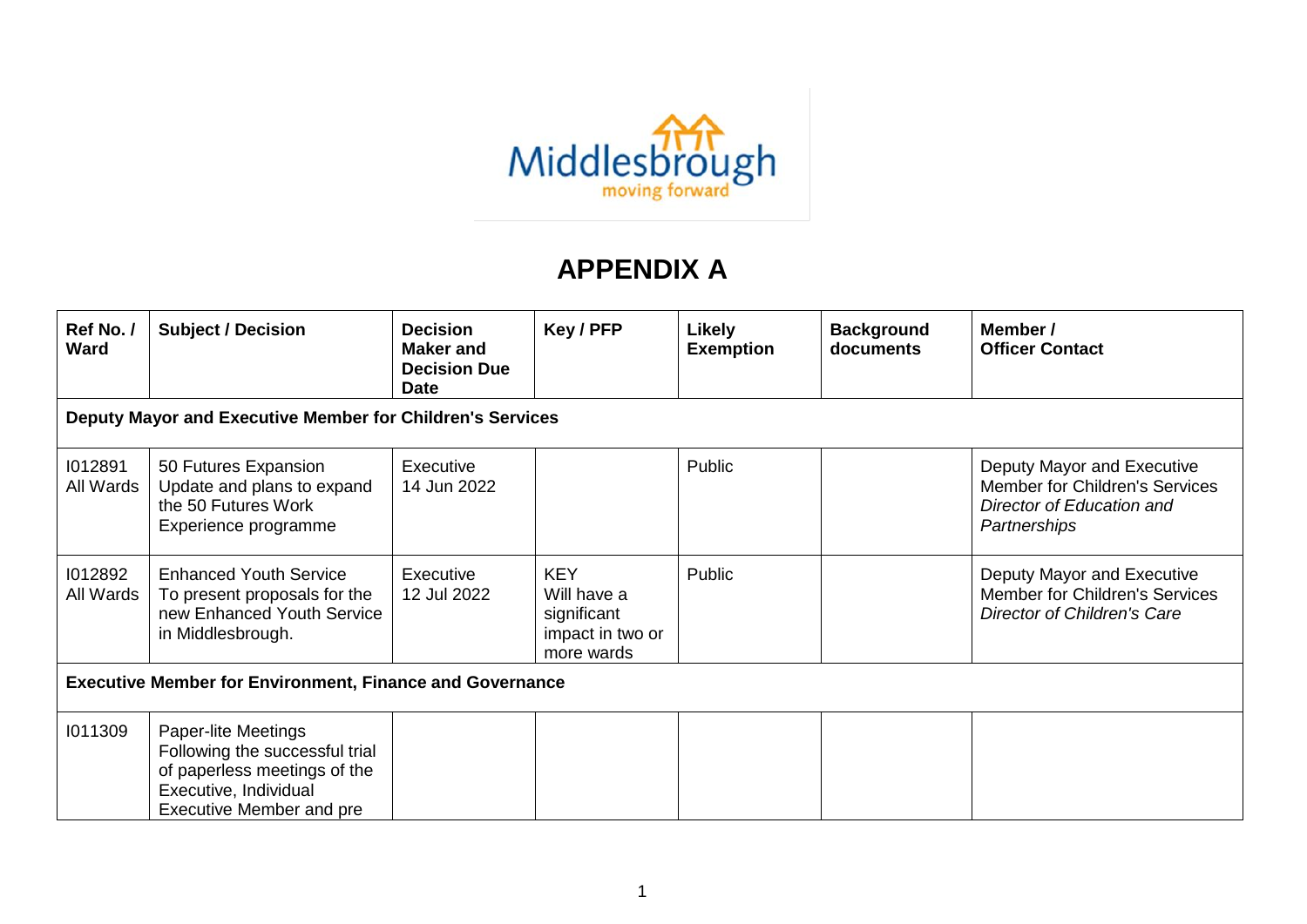Middlesbrough
moving forward

# APPENDIX A

| Ref No. / Ward | Subject / Decision | Decision Maker and Decision Due Date | Key / PFP | Likely Exemption | Background documents | Member / Officer Contact |
|---|---|---|---|---|---|---|
| **Deputy Mayor and Executive Member for Children's Services** | | | | | | |
| I012891 All Wards | 50 Futures Expansion Update and plans to expand the 50 Futures Work Experience programme | Executive 14 Jun 2022 | | Public | | Deputy Mayor and Executive Member for Children's Services *Director of Education and Partnerships* |
| I012892 All Wards | Enhanced Youth Service To present proposals for the new Enhanced Youth Service in Middlesbrough. | Executive 12 Jul 2022 | KEY Will have a significant impact in two or more wards | Public | | Deputy Mayor and Executive Member for Children's Services *Director of Children's Care* |
| **Executive Member for Environment, Finance and Governance** | | | | | | |
| I011309 | Paper-lite Meetings Following the successful trial of paperless meetings of the Executive, Individual Executive Member and pre | | | | | |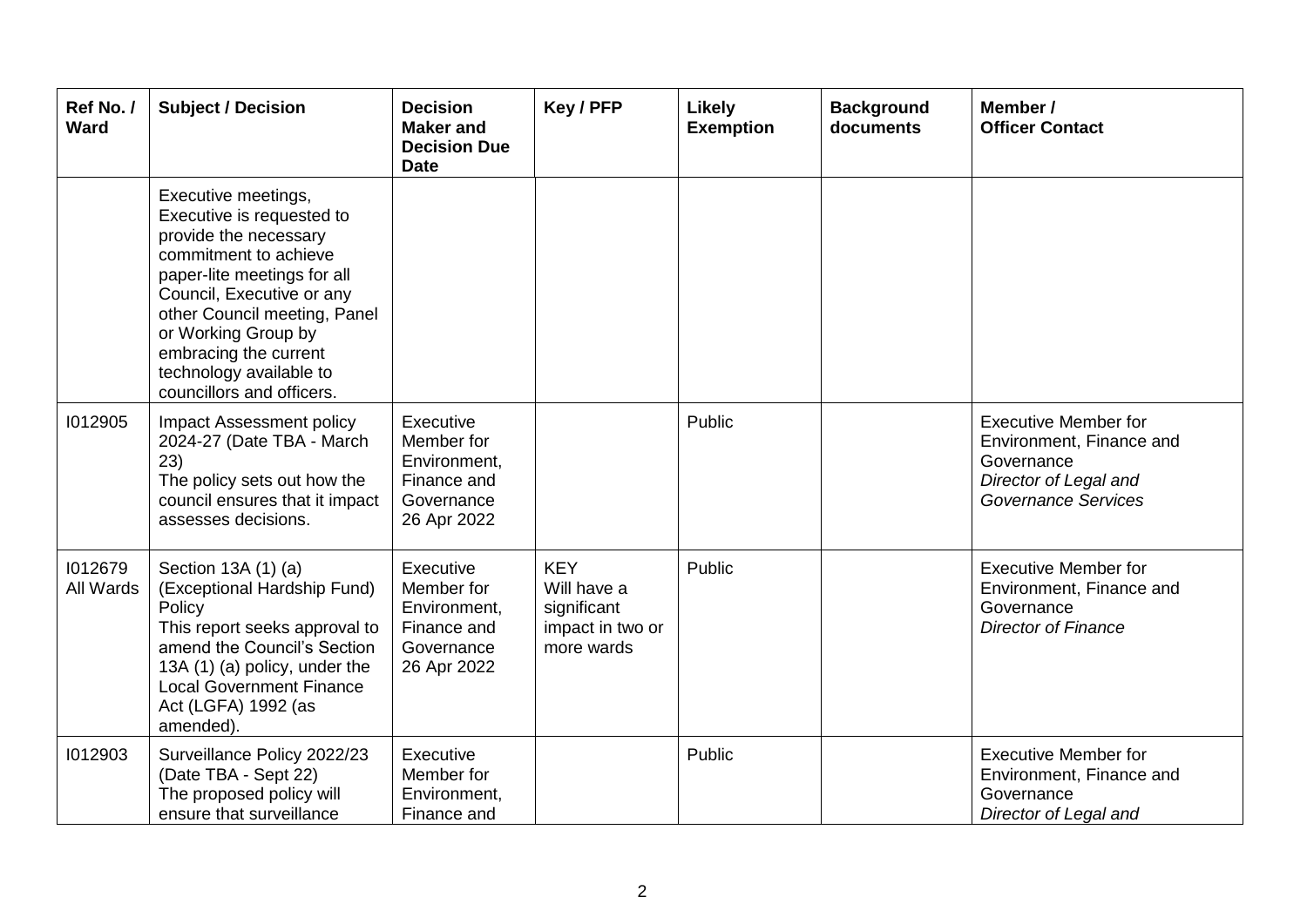| Ref No. / Ward | Subject / Decision | Decision Maker and Decision Due Date | Key / PFP | Likely Exemption | Background documents | Member / Officer Contact |
|---|---|---|---|---|---|---|
| | Executive meetings, Executive is requested to provide the necessary commitment to achieve paper-lite meetings for all Council, Executive or any other Council meeting, Panel or Working Group by embracing the current technology available to councillors and officers. | | | | | |
| I012905 | Impact Assessment policy 2024-27 (Date TBA - March 23) The policy sets out how the council ensures that it impact assesses decisions. | Executive Member for Environment, Finance and Governance 26 Apr 2022 | | Public | | Executive Member for Environment, Finance and Governance *Director of Legal and Governance Services* |
| I012679 All Wards | Section 13A (1) (a) (Exceptional Hardship Fund) Policy This report seeks approval to amend the Council's Section 13A (1) (a) policy, under the Local Government Finance Act (LGFA) 1992 (as amended). | Executive Member for Environment, Finance and Governance 26 Apr 2022 | KEY Will have a significant impact in two or more wards | Public | | Executive Member for Environment, Finance and Governance *Director of Finance* |
| I012903 | Surveillance Policy 2022/23 (Date TBA - Sept 22) The proposed policy will ensure that surveillance | Executive Member for Environment, Finance and | | Public | | Executive Member for Environment, Finance and Governance *Director of Legal and* |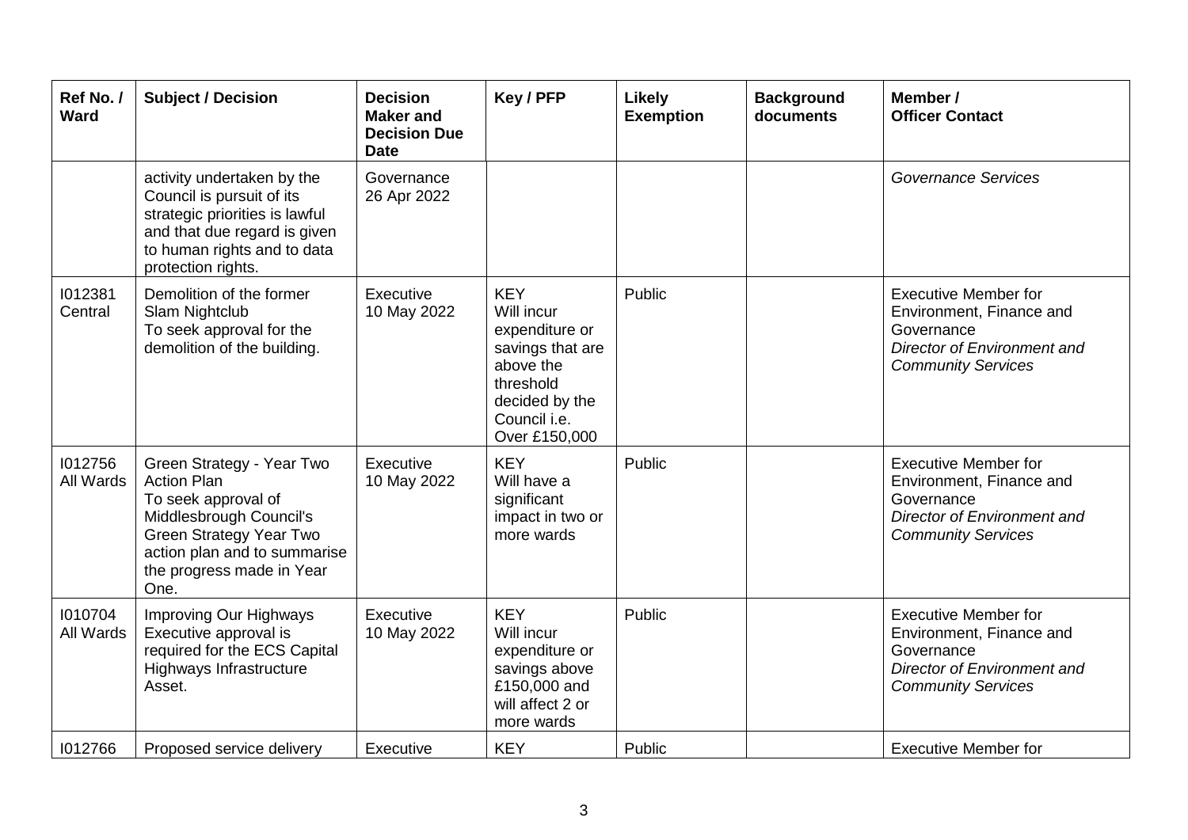| Ref No. / Ward | Subject / Decision | Decision Maker and Decision Due Date | Key / PFP | Likely Exemption | Background documents | Member / Officer Contact |
|---|---|---|---|---|---|---|
| | activity undertaken by the Council is pursuit of its strategic priorities is lawful and that due regard is given to human rights and to data protection rights. | Governance 26 Apr 2022 | | | | *Governance Services* |
| I012381 Central | Demolition of the former Slam Nightclub To seek approval for the demolition of the building. | Executive 10 May 2022 | KEY Will incur expenditure or savings that are above the threshold decided by the Council i.e. Over £150,000 | Public | | Executive Member for Environment, Finance and Governance *Director of Environment and Community Services* |
| I012756 All Wards | Green Strategy - Year Two Action Plan To seek approval of Middlesbrough Council's Green Strategy Year Two action plan and to summarise the progress made in Year One. | Executive 10 May 2022 | KEY Will have a significant impact in two or more wards | Public | | Executive Member for Environment, Finance and Governance *Director of Environment and Community Services* |
| I010704 All Wards | Improving Our Highways Executive approval is required for the ECS Capital Highways Infrastructure Asset. | Executive 10 May 2022 | KEY Will incur expenditure or savings above £150,000 and will affect 2 or more wards | Public | | Executive Member for Environment, Finance and Governance *Director of Environment and Community Services* |
| I012766 | Proposed service delivery | Executive | KEY | Public | | Executive Member for |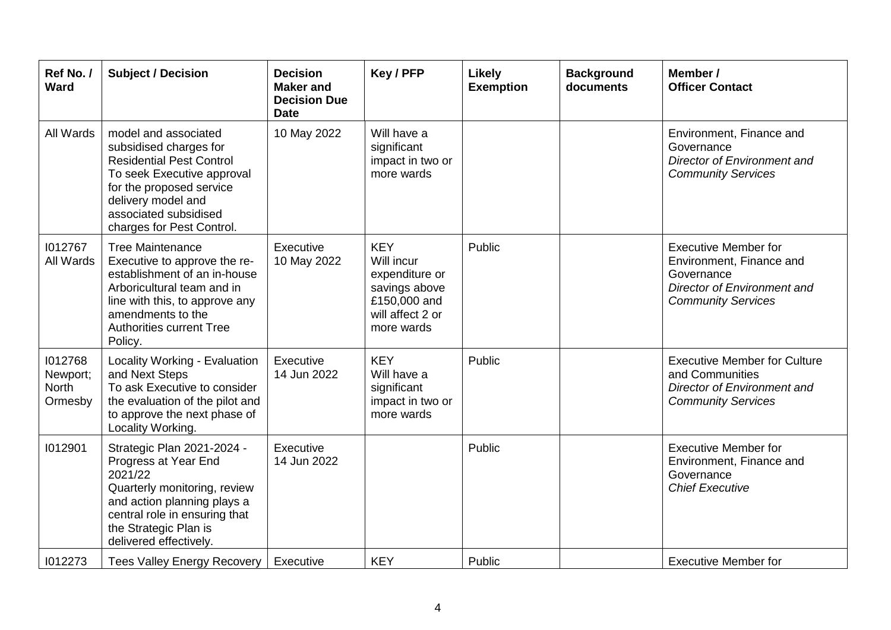| Ref No. / Ward | Subject / Decision | Decision Maker and Decision Due Date | Key / PFP | Likely Exemption | Background documents | Member / Officer Contact |
|---|---|---|---|---|---|---|
| All Wards | model and associated subsidised charges for Residential Pest Control<br>To seek Executive approval for the proposed service delivery model and associated subsidised charges for Pest Control. | 10 May 2022 | Will have a significant impact in two or more wards | | | Environment, Finance and Governance<br>*Director of Environment and Community Services* |
| I012767<br>All Wards | Tree Maintenance<br>Executive to approve the re-establishment of an in-house Arboricultural team and in line with this, to approve any amendments to the Authorities current Tree Policy. | Executive<br>10 May 2022 | KEY<br>Will incur expenditure or savings above £150,000 and will affect 2 or more wards | Public | | Executive Member for Environment, Finance and Governance<br>*Director of Environment and Community Services* |
| I012768<br>Newport; North Ormesby | Locality Working - Evaluation and Next Steps<br>To ask Executive to consider the evaluation of the pilot and to approve the next phase of Locality Working. | Executive<br>14 Jun 2022 | KEY<br>Will have a significant impact in two or more wards | Public | | Executive Member for Culture and Communities<br>*Director of Environment and Community Services* |
| I012901 | Strategic Plan 2021-2024 - Progress at Year End 2021/22<br>Quarterly monitoring, review and action planning plays a central role in ensuring that the Strategic Plan is delivered effectively. | Executive<br>14 Jun 2022 | | Public | | Executive Member for Environment, Finance and Governance<br>*Chief Executive* |
| I012273 | Tees Valley Energy Recovery | Executive | KEY | Public | | Executive Member for |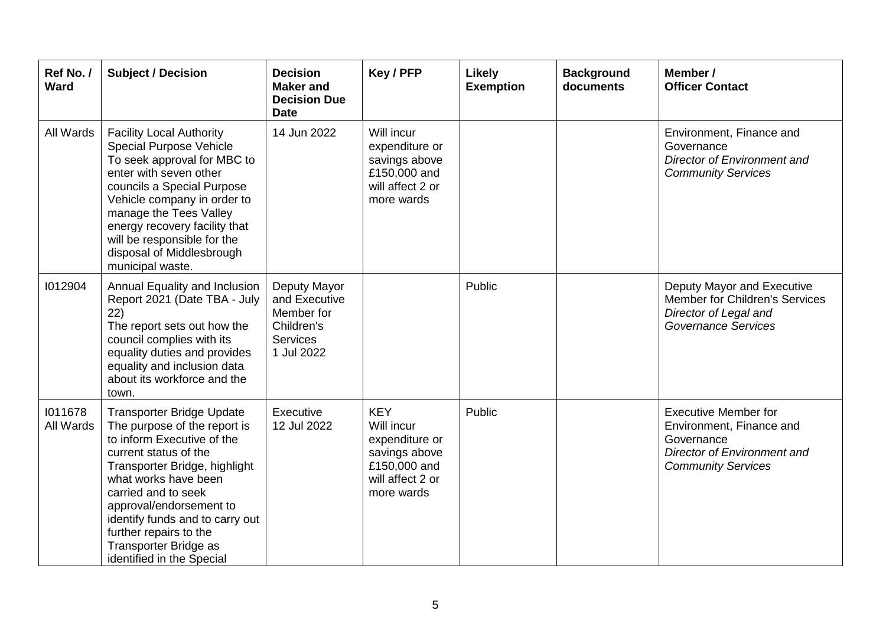| Ref No. / Ward | Subject / Decision | Decision Maker and Decision Due Date | Key / PFP | Likely Exemption | Background documents | Member / Officer Contact |
|---|---|---|---|---|---|---|
| All Wards | Facility Local Authority Special Purpose Vehicle<br>To seek approval for MBC to enter with seven other councils a Special Purpose Vehicle company in order to manage the Tees Valley energy recovery facility that will be responsible for the disposal of Middlesbrough municipal waste. | 14 Jun 2022 | Will incur expenditure or savings above £150,000 and will affect 2 or more wards | | | Environment, Finance and Governance<br>*Director of Environment and Community Services* |
| I012904 | Annual Equality and Inclusion Report 2021 (Date TBA - July 22)<br>The report sets out how the council complies with its equality duties and provides equality and inclusion data about its workforce and the town. | Deputy Mayor and Executive Member for Children's Services<br>1 Jul 2022 | | Public | | Deputy Mayor and Executive Member for Children's Services<br>*Director of Legal and Governance Services* |
| I011678<br>All Wards | Transporter Bridge Update<br>The purpose of the report is to inform Executive of the current status of the Transporter Bridge, highlight what works have been carried and to seek approval/endorsement to identify funds and to carry out further repairs to the Transporter Bridge as identified in the Special | Executive<br>12 Jul 2022 | KEY<br>Will incur expenditure or savings above £150,000 and will affect 2 or more wards | Public | | Executive Member for Environment, Finance and Governance<br>*Director of Environment and Community Services* |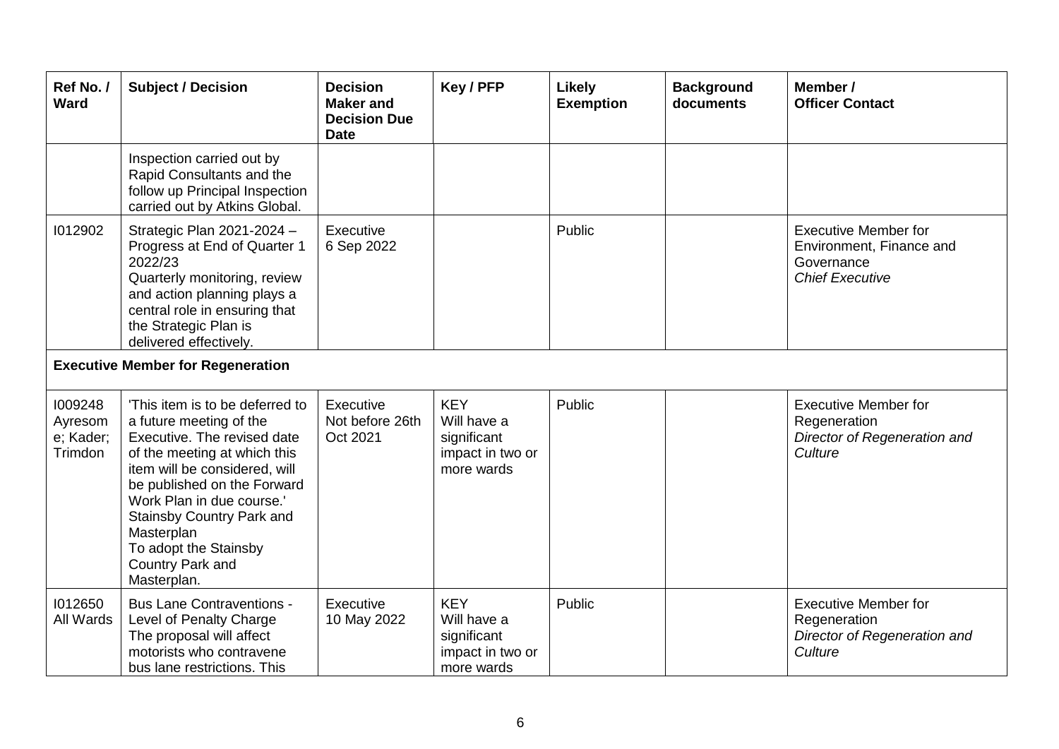| Ref No. / Ward | Subject / Decision | Decision Maker and Decision Due Date | Key / PFP | Likely Exemption | Background documents | Member / Officer Contact |
|---|---|---|---|---|---|---|
| | Inspection carried out by Rapid Consultants and the follow up Principal Inspection carried out by Atkins Global. | | | | | |
| I012902 | Strategic Plan 2021-2024 – Progress at End of Quarter 1 2022/23<br>Quarterly monitoring, review and action planning plays a central role in ensuring that the Strategic Plan is delivered effectively. | Executive<br>6 Sep 2022 | | Public | | Executive Member for Environment, Finance and Governance<br>*Chief Executive* |
| **Executive Member for Regeneration** | | | | | | |
| I009248<br>Ayresome; Kader; Trimdon | 'This item is to be deferred to a future meeting of the Executive. The revised date of the meeting at which this item will be considered, will be published on the Forward Work Plan in due course.'<br>Stainsby Country Park and Masterplan<br>To adopt the Stainsby Country Park and Masterplan. | Executive<br>Not before 26th Oct 2021 | KEY<br>Will have a significant impact in two or more wards | Public | | Executive Member for Regeneration<br>*Director of Regeneration and Culture* |
| I012650<br>All Wards | Bus Lane Contraventions - Level of Penalty Charge<br>The proposal will affect motorists who contravene bus lane restrictions. This | Executive<br>10 May 2022 | KEY<br>Will have a significant impact in two or more wards | Public | | Executive Member for Regeneration<br>*Director of Regeneration and Culture* |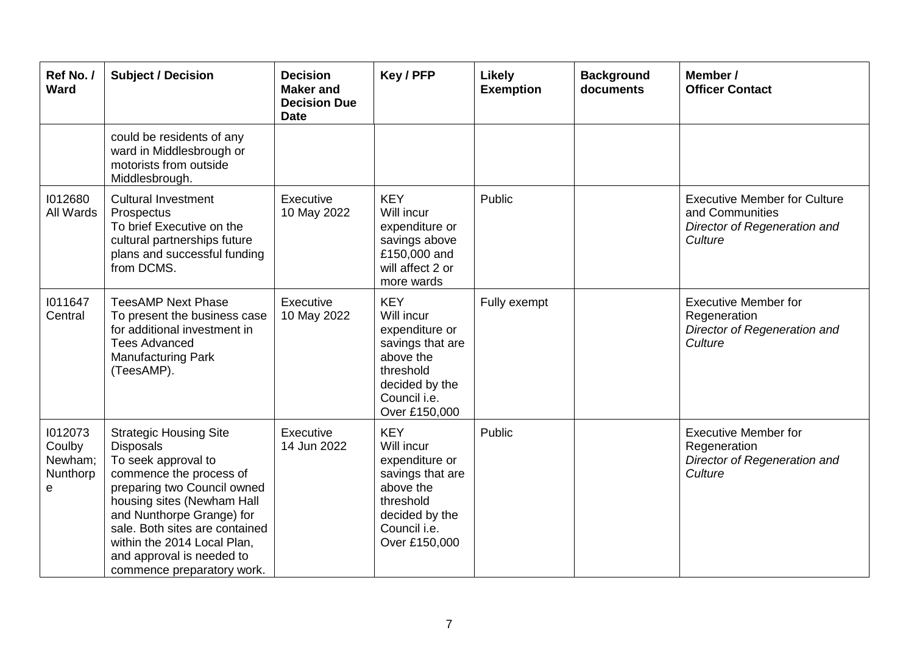| Ref No. / Ward | Subject / Decision | Decision Maker and Decision Due Date | Key / PFP | Likely Exemption | Background documents | Member / Officer Contact |
|---|---|---|---|---|---|---|
| | could be residents of any ward in Middlesbrough or motorists from outside Middlesbrough. | | | | | |
| I012680 All Wards | Cultural Investment Prospectus To brief Executive on the cultural partnerships future plans and successful funding from DCMS. | Executive 10 May 2022 | KEY Will incur expenditure or savings above £150,000 and will affect 2 or more wards | Public | | Executive Member for Culture and Communities *Director of Regeneration and Culture* |
| I011647 Central | TeesAMP Next Phase To present the business case for additional investment in Tees Advanced Manufacturing Park (TeesAMP). | Executive 10 May 2022 | KEY Will incur expenditure or savings that are above the threshold decided by the Council i.e. Over £150,000 | Fully exempt | | Executive Member for Regeneration *Director of Regeneration and Culture* |
| I012073 Coulby Newham; Nunthorpe | Strategic Housing Site Disposals To seek approval to commence the process of preparing two Council owned housing sites (Newham Hall and Nunthorpe Grange) for sale. Both sites are contained within the 2014 Local Plan, and approval is needed to commence preparatory work. | Executive 14 Jun 2022 | KEY Will incur expenditure or savings that are above the threshold decided by the Council i.e. Over £150,000 | Public | | Executive Member for Regeneration *Director of Regeneration and Culture* |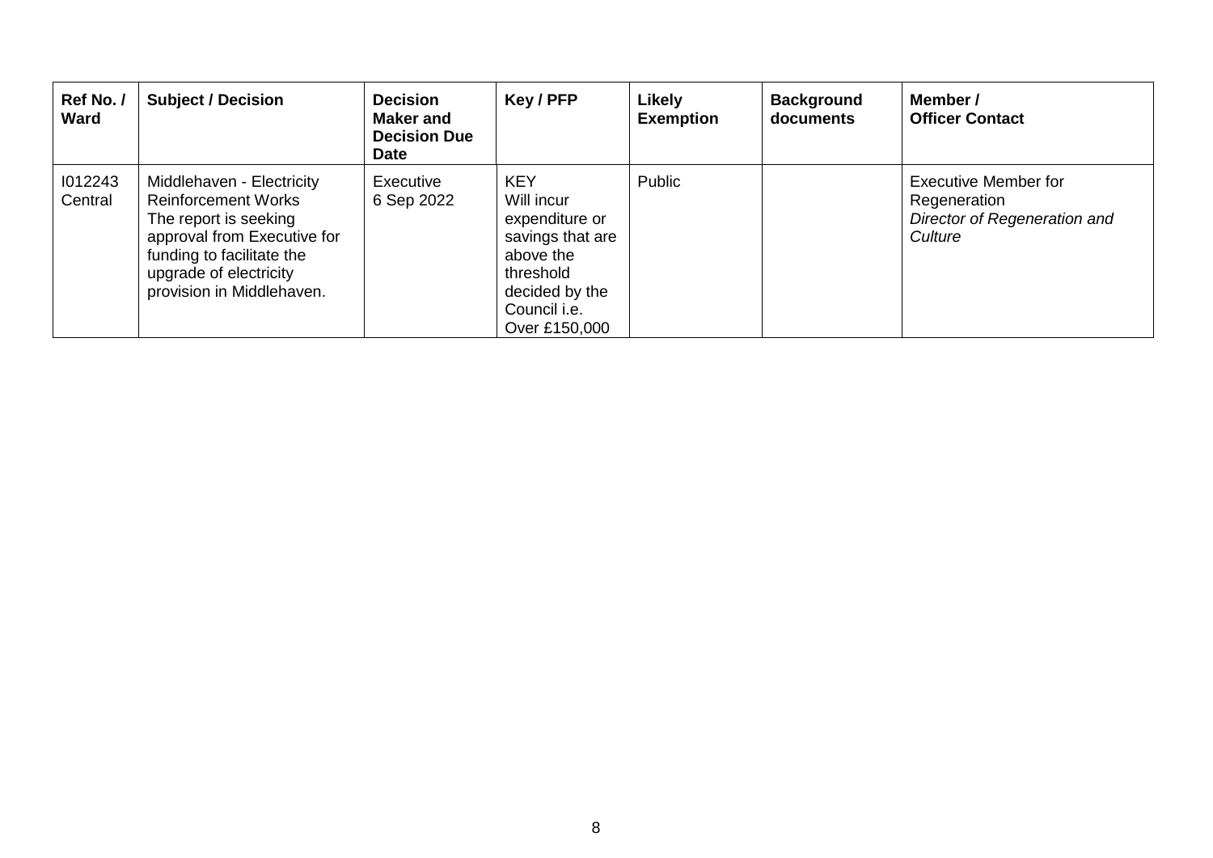| Ref No. / Ward | Subject / Decision | Decision Maker and Decision Due Date | Key / PFP | Likely Exemption | Background documents | Member / Officer Contact |
|---|---|---|---|---|---|---|
| I012243 Central | Middlehaven - Electricity Reinforcement Works The report is seeking approval from Executive for funding to facilitate the upgrade of electricity provision in Middlehaven. | Executive 6 Sep 2022 | KEY Will incur expenditure or savings that are above the threshold decided by the Council i.e. Over £150,000 | Public | | Executive Member for Regeneration *Director of Regeneration and Culture* |